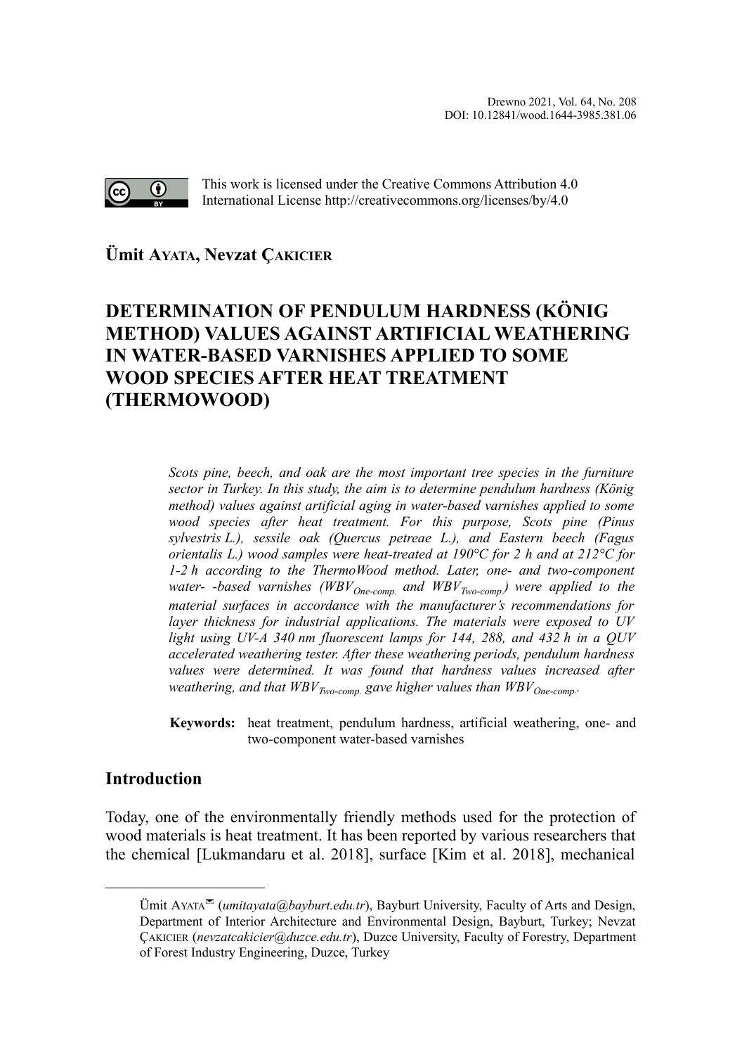Drewno 2021, Vol. 64, No. 208
DOI: 10.12841/wood.1644-3985.381.06

This work is licensed under the Creative Commons Attribution 4.0 International License http://creativecommons.org/licenses/by/4.0

**Ümit Ayata, Nevzat Çakicier**

# DETERMINATION OF PENDULUM HARDNESS (KÖNIG METHOD) VALUES AGAINST ARTIFICIAL WEATHERING IN WATER-BASED VARNISHES APPLIED TO SOME WOOD SPECIES AFTER HEAT TREATMENT (THERMOWOOD)

*Scots pine, beech, and oak are the most important tree species in the furniture sector in Turkey. In this study, the aim is to determine pendulum hardness (König method) values against artificial aging in water-based varnishes applied to some wood species after heat treatment. For this purpose, Scots pine (Pinus sylvestris L.), sessile oak (Quercus petreae L.), and Eastern beech (Fagus orientalis L.) wood samples were heat-treated at 190°C for 2 h and at 212°C for 1-2 h according to the ThermoWood method. Later, one- and two-component water- -based varnishes ($WBV_{One\text{-}comp.}$ and $WBV_{Two\text{-}comp.}$) were applied to the material surfaces in accordance with the manufacturer's recommendations for layer thickness for industrial applications. The materials were exposed to UV light using UV-A 340 nm fluorescent lamps for 144, 288, and 432 h in a QUV accelerated weathering tester. After these weathering periods, pendulum hardness values were determined. It was found that hardness values increased after weathering, and that $WBV_{Two\text{-}comp.}$ gave higher values than $WBV_{One\text{-}comp.}$.*

**Keywords:** heat treatment, pendulum hardness, artificial weathering, one- and two-component water-based varnishes

## Introduction

Today, one of the environmentally friendly methods used for the protection of wood materials is heat treatment. It has been reported by various researchers that the chemical [Lukmandaru et al. 2018], surface [Kim et al. 2018], mechanical

Ümit Ayata (*umitayata@bayburt.edu.tr*), Bayburt University, Faculty of Arts and Design, Department of Interior Architecture and Environmental Design, Bayburt, Turkey; Nevzat Çakicier (*nevzatcakicier@duzce.edu.tr*), Duzce University, Faculty of Forestry, Department of Forest Industry Engineering, Duzce, Turkey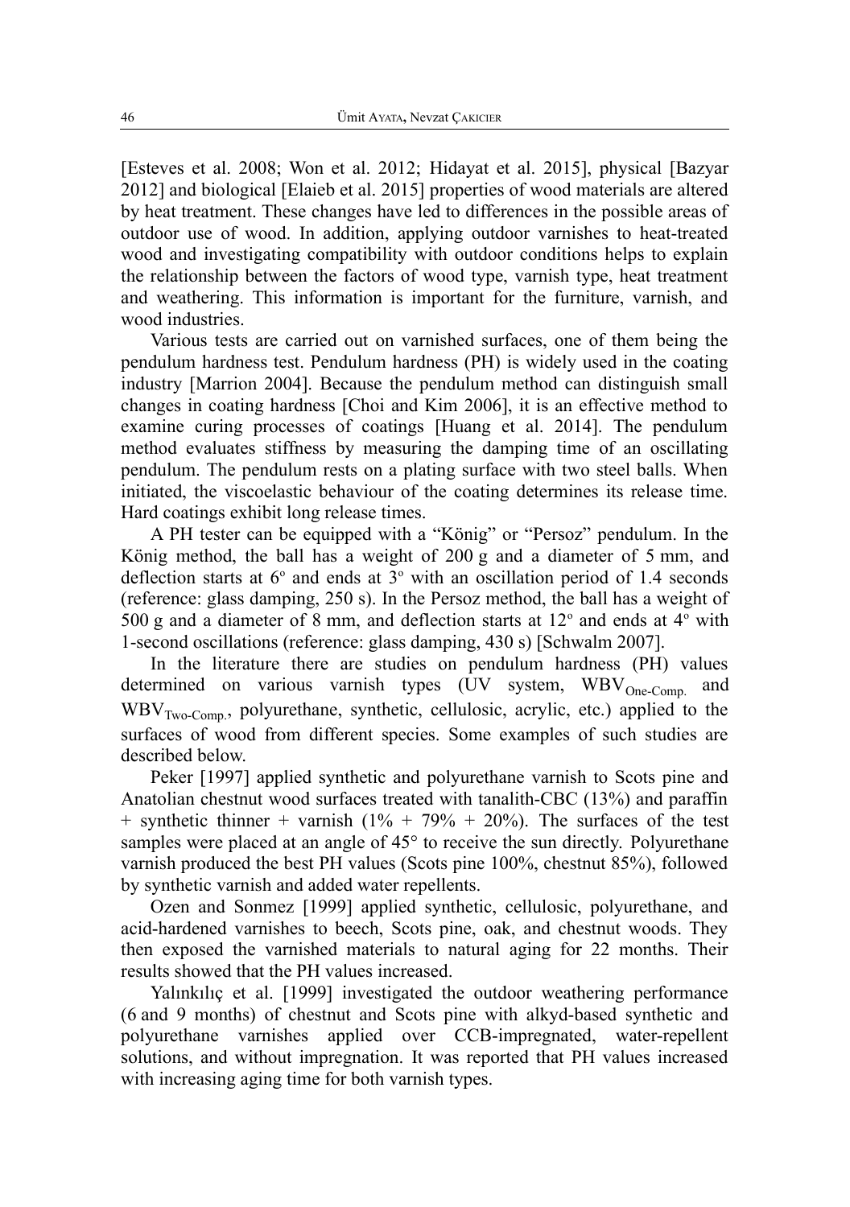[Esteves et al. 2008; Won et al. 2012; Hidayat et al. 2015], physical [Bazyar 2012] and biological [Elaieb et al. 2015] properties of wood materials are altered by heat treatment. These changes have led to differences in the possible areas of outdoor use of wood. In addition, applying outdoor varnishes to heat-treated wood and investigating compatibility with outdoor conditions helps to explain the relationship between the factors of wood type, varnish type, heat treatment and weathering. This information is important for the furniture, varnish, and wood industries.

Various tests are carried out on varnished surfaces, one of them being the pendulum hardness test. Pendulum hardness (PH) is widely used in the coating industry [Marrion 2004]. Because the pendulum method can distinguish small changes in coating hardness [Choi and Kim 2006], it is an effective method to examine curing processes of coatings [Huang et al. 2014]. The pendulum method evaluates stiffness by measuring the damping time of an oscillating pendulum. The pendulum rests on a plating surface with two steel balls. When initiated, the viscoelastic behaviour of the coating determines its release time. Hard coatings exhibit long release times.

A PH tester can be equipped with a "König" or "Persoz" pendulum. In the König method, the ball has a weight of 200 g and a diameter of 5 mm, and deflection starts at 6° and ends at 3° with an oscillation period of 1.4 seconds (reference: glass damping, 250 s). In the Persoz method, the ball has a weight of 500 g and a diameter of 8 mm, and deflection starts at 12° and ends at 4° with 1-second oscillations (reference: glass damping, 430 s) [Schwalm 2007].

In the literature there are studies on pendulum hardness (PH) values determined on various varnish types (UV system, $WBV_{One\text{-}Comp.}$ and $WBV_{Two\text{-}Comp.}$, polyurethane, synthetic, cellulosic, acrylic, etc.) applied to the surfaces of wood from different species. Some examples of such studies are described below.

Peker [1997] applied synthetic and polyurethane varnish to Scots pine and Anatolian chestnut wood surfaces treated with tanalith-CBC (13%) and paraffin + synthetic thinner + varnish (1% + 79% + 20%). The surfaces of the test samples were placed at an angle of 45° to receive the sun directly. Polyurethane varnish produced the best PH values (Scots pine 100%, chestnut 85%), followed by synthetic varnish and added water repellents.

Ozen and Sonmez [1999] applied synthetic, cellulosic, polyurethane, and acid-hardened varnishes to beech, Scots pine, oak, and chestnut woods. They then exposed the varnished materials to natural aging for 22 months. Their results showed that the PH values increased.

Yalınkılıç et al. [1999] investigated the outdoor weathering performance (6 and 9 months) of chestnut and Scots pine with alkyd-based synthetic and polyurethane varnishes applied over CCB-impregnated, water-repellent solutions, and without impregnation. It was reported that PH values increased with increasing aging time for both varnish types.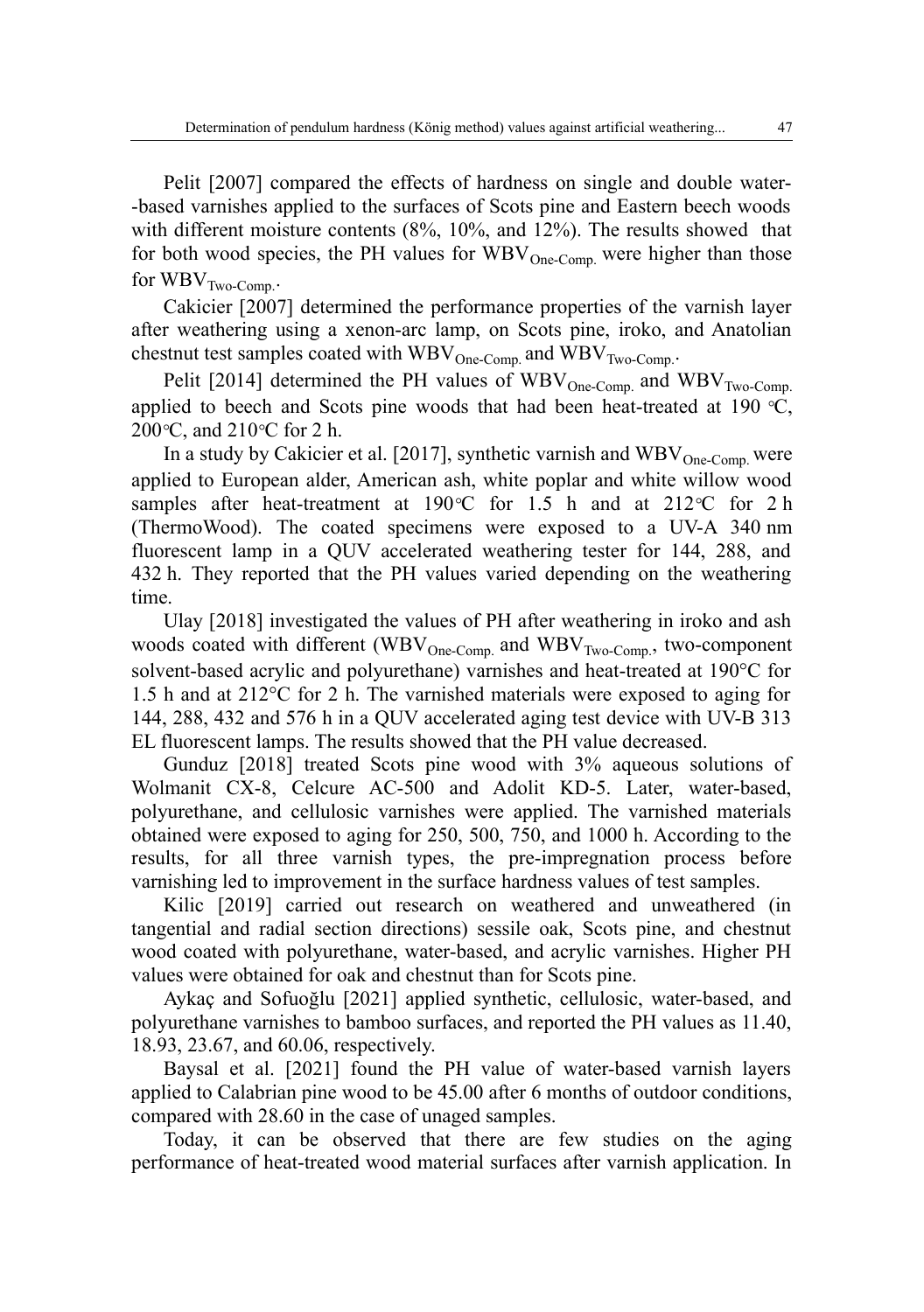Pelit [2007] compared the effects of hardness on single and double water-based varnishes applied to the surfaces of Scots pine and Eastern beech woods with different moisture contents (8%, 10%, and 12%). The results showed that for both wood species, the PH values for $WBV_{One\text{-}Comp.}$ were higher than those for $WBV_{Two\text{-}Comp.}$.

Cakicier [2007] determined the performance properties of the varnish layer after weathering using a xenon-arc lamp, on Scots pine, iroko, and Anatolian chestnut test samples coated with $WBV_{One\text{-}Comp.}$ and $WBV_{Two\text{-}Comp.}$.

Pelit [2014] determined the PH values of $WBV_{One\text{-}Comp.}$ and $WBV_{Two\text{-}Comp.}$ applied to beech and Scots pine woods that had been heat-treated at 190 °C, 200°C, and 210°C for 2 h.

In a study by Cakicier et al. [2017], synthetic varnish and $WBV_{One\text{-}Comp.}$ were applied to European alder, American ash, white poplar and white willow wood samples after heat-treatment at 190°C for 1.5 h and at 212°C for 2 h (ThermoWood). The coated specimens were exposed to a UV-A 340 nm fluorescent lamp in a QUV accelerated weathering tester for 144, 288, and 432 h. They reported that the PH values varied depending on the weathering time.

Ulay [2018] investigated the values of PH after weathering in iroko and ash woods coated with different ($WBV_{One\text{-}Comp.}$ and $WBV_{Two\text{-}Comp.}$, two-component solvent-based acrylic and polyurethane) varnishes and heat-treated at 190°C for 1.5 h and at 212°C for 2 h. The varnished materials were exposed to aging for 144, 288, 432 and 576 h in a QUV accelerated aging test device with UV-B 313 EL fluorescent lamps. The results showed that the PH value decreased.

Gunduz [2018] treated Scots pine wood with 3% aqueous solutions of Wolmanit CX-8, Celcure AC-500 and Adolit KD-5. Later, water-based, polyurethane, and cellulosic varnishes were applied. The varnished materials obtained were exposed to aging for 250, 500, 750, and 1000 h. According to the results, for all three varnish types, the pre-impregnation process before varnishing led to improvement in the surface hardness values of test samples.

Kilic [2019] carried out research on weathered and unweathered (in tangential and radial section directions) sessile oak, Scots pine, and chestnut wood coated with polyurethane, water-based, and acrylic varnishes. Higher PH values were obtained for oak and chestnut than for Scots pine.

Aykaç and Sofuoğlu [2021] applied synthetic, cellulosic, water-based, and polyurethane varnishes to bamboo surfaces, and reported the PH values as 11.40, 18.93, 23.67, and 60.06, respectively.

Baysal et al. [2021] found the PH value of water-based varnish layers applied to Calabrian pine wood to be 45.00 after 6 months of outdoor conditions, compared with 28.60 in the case of unaged samples.

Today, it can be observed that there are few studies on the aging performance of heat-treated wood material surfaces after varnish application. In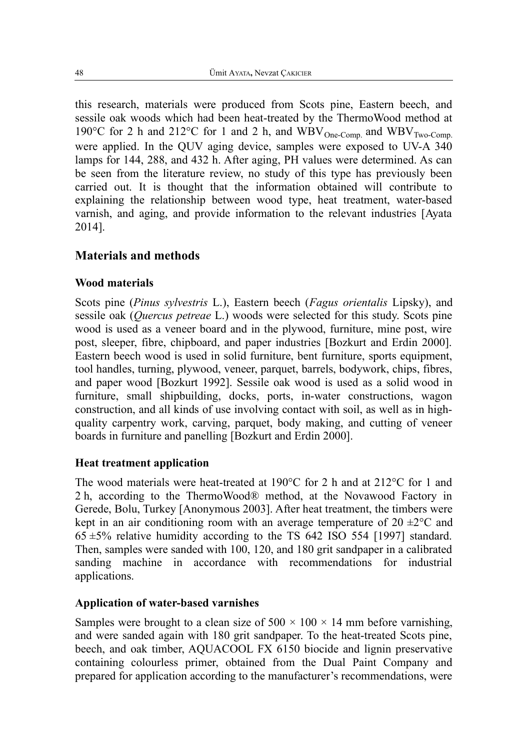this research, materials were produced from Scots pine, Eastern beech, and sessile oak woods which had been heat-treated by the ThermoWood method at 190°C for 2 h and 212°C for 1 and 2 h, and $WBV_{One\text{-}Comp.}$ and $WBV_{Two\text{-}Comp.}$ were applied. In the QUV aging device, samples were exposed to UV-A 340 lamps for 144, 288, and 432 h. After aging, PH values were determined. As can be seen from the literature review, no study of this type has previously been carried out. It is thought that the information obtained will contribute to explaining the relationship between wood type, heat treatment, water-based varnish, and aging, and provide information to the relevant industries [Ayata 2014].

## Materials and methods

### Wood materials

Scots pine (*Pinus sylvestris* L.), Eastern beech (*Fagus orientalis* Lipsky), and sessile oak (*Quercus petreae* L.) woods were selected for this study. Scots pine wood is used as a veneer board and in the plywood, furniture, mine post, wire post, sleeper, fibre, chipboard, and paper industries [Bozkurt and Erdin 2000]. Eastern beech wood is used in solid furniture, bent furniture, sports equipment, tool handles, turning, plywood, veneer, parquet, barrels, bodywork, chips, fibres, and paper wood [Bozkurt 1992]. Sessile oak wood is used as a solid wood in furniture, small shipbuilding, docks, ports, in-water constructions, wagon construction, and all kinds of use involving contact with soil, as well as in high-quality carpentry work, carving, parquet, body making, and cutting of veneer boards in furniture and panelling [Bozkurt and Erdin 2000].

### Heat treatment application

The wood materials were heat-treated at 190°C for 2 h and at 212°C for 1 and 2 h, according to the ThermoWood® method, at the Novawood Factory in Gerede, Bolu, Turkey [Anonymous 2003]. After heat treatment, the timbers were kept in an air conditioning room with an average temperature of 20 ±2°C and 65 ±5% relative humidity according to the TS 642 ISO 554 [1997] standard. Then, samples were sanded with 100, 120, and 180 grit sandpaper in a calibrated sanding machine in accordance with recommendations for industrial applications.

### Application of water-based varnishes

Samples were brought to a clean size of 500 × 100 × 14 mm before varnishing, and were sanded again with 180 grit sandpaper. To the heat-treated Scots pine, beech, and oak timber, AQUACOOL FX 6150 biocide and lignin preservative containing colourless primer, obtained from the Dual Paint Company and prepared for application according to the manufacturer's recommendations, were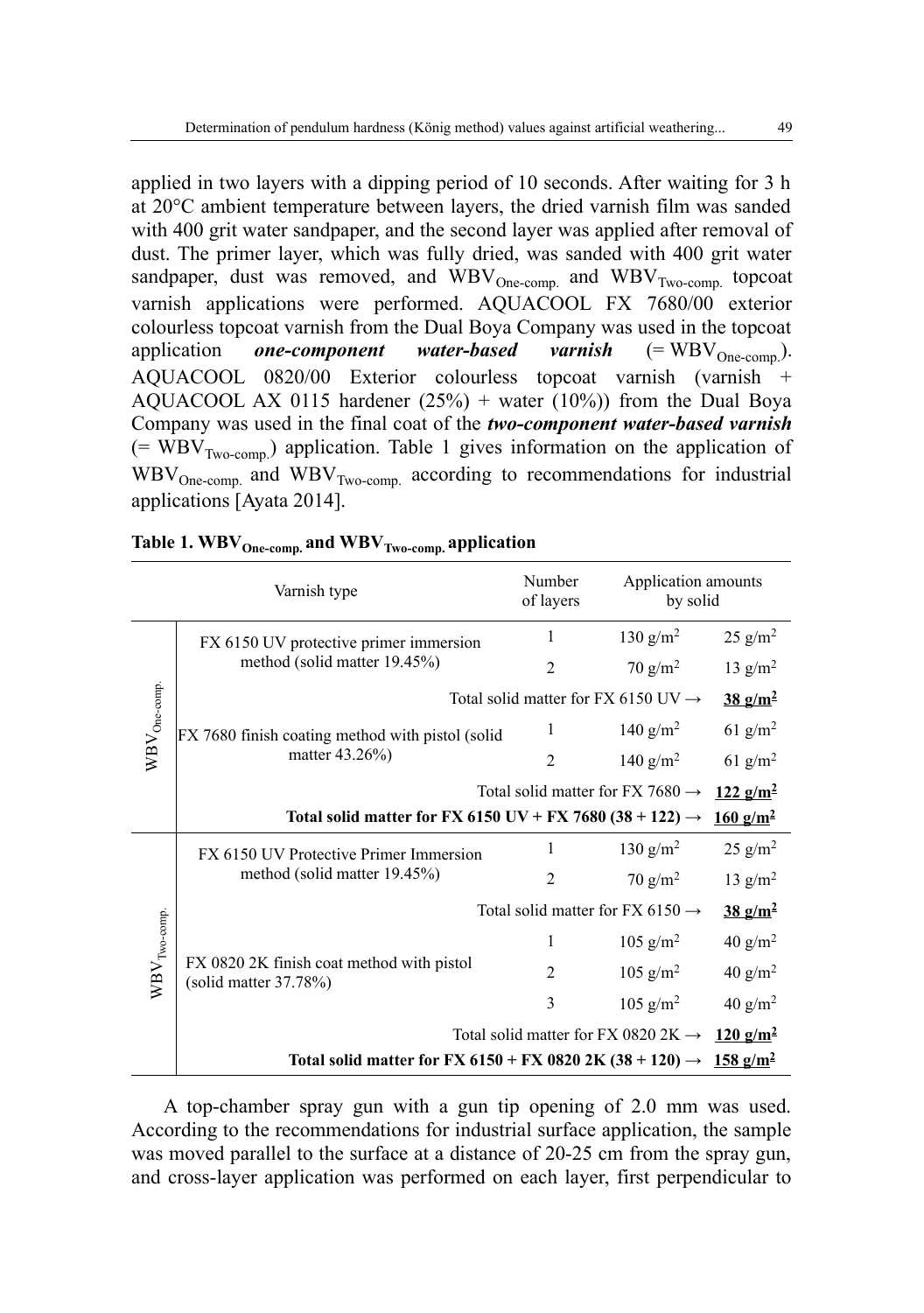applied in two layers with a dipping period of 10 seconds. After waiting for 3 h at 20°C ambient temperature between layers, the dried varnish film was sanded with 400 grit water sandpaper, and the second layer was applied after removal of dust. The primer layer, which was fully dried, was sanded with 400 grit water sandpaper, dust was removed, and $WBV_{One\text{-}comp.}$ and $WBV_{Two\text{-}comp.}$ topcoat varnish applications were performed. AQUACOOL FX 7680/00 exterior colourless topcoat varnish from the Dual Boya Company was used in the topcoat application ***one-component water-based varnish*** (= $WBV_{One\text{-}comp.}$). AQUACOOL 0820/00 Exterior colourless topcoat varnish (varnish + AQUACOOL AX 0115 hardener (25%) + water (10%)) from the Dual Boya Company was used in the final coat of the ***two-component water-based varnish*** (= $WBV_{Two\text{-}comp.}$) application. Table 1 gives information on the application of $WBV_{One\text{-}comp.}$ and $WBV_{Two\text{-}comp.}$ according to recommendations for industrial applications [Ayata 2014].

**Table 1. $WBV_{One\text{-}comp.}$ and $WBV_{Two\text{-}comp.}$ application**

| | Varnish type | Number of layers | Application amounts | by solid |
|---|---|---|---|---|
| $WBV_{One\text{-}comp.}$ | FX 6150 UV protective primer immersion method (solid matter 19.45%) | 1 | 130 g/m² | 25 g/m² |
| | | 2 | 70 g/m² | 13 g/m² |
| | Total solid matter for FX 6150 UV → | | | **38 g/m²** |
| | FX 7680 finish coating method with pistol (solid matter 43.26%) | 1 | 140 g/m² | 61 g/m² |
| | | 2 | 140 g/m² | 61 g/m² |
| | Total solid matter for FX 7680 → | | | **122 g/m²** |
| | **Total solid matter for FX 6150 UV + FX 7680 (38 + 122) →** | | | **160 g/m²** |
| $WBV_{Two\text{-}comp.}$ | FX 6150 UV Protective Primer Immersion method (solid matter 19.45%) | 1 | 130 g/m² | 25 g/m² |
| | | 2 | 70 g/m² | 13 g/m² |
| | Total solid matter for FX 6150 → | | | **38 g/m²** |
| | FX 0820 2K finish coat method with pistol (solid matter 37.78%) | 1 | 105 g/m² | 40 g/m² |
| | | 2 | 105 g/m² | 40 g/m² |
| | | 3 | 105 g/m² | 40 g/m² |
| | Total solid matter for FX 0820 2K → | | | **120 g/m²** |
| | **Total solid matter for FX 6150 + FX 0820 2K (38 + 120) →** | | | **158 g/m²** |

A top-chamber spray gun with a gun tip opening of 2.0 mm was used. According to the recommendations for industrial surface application, the sample was moved parallel to the surface at a distance of 20-25 cm from the spray gun, and cross-layer application was performed on each layer, first perpendicular to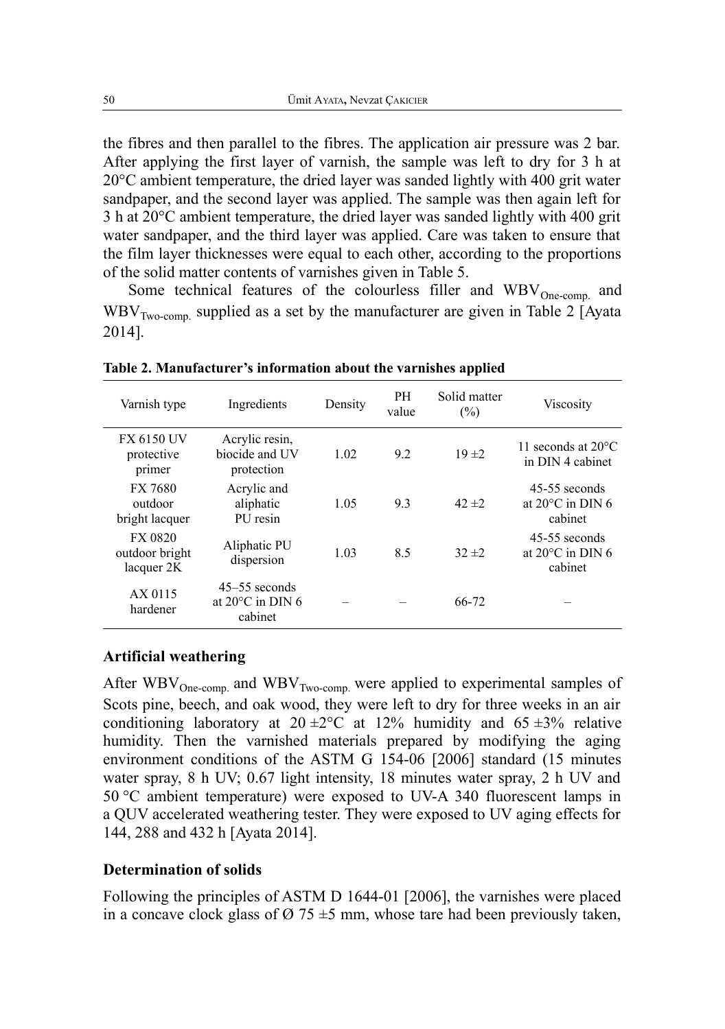the fibres and then parallel to the fibres. The application air pressure was 2 bar. After applying the first layer of varnish, the sample was left to dry for 3 h at 20°C ambient temperature, the dried layer was sanded lightly with 400 grit water sandpaper, and the second layer was applied. The sample was then again left for 3 h at 20°C ambient temperature, the dried layer was sanded lightly with 400 grit water sandpaper, and the third layer was applied. Care was taken to ensure that the film layer thicknesses were equal to each other, according to the proportions of the solid matter contents of varnishes given in Table 5.

Some technical features of the colourless filler and $WBV_{One\text{-}comp.}$ and $WBV_{Two\text{-}comp.}$ supplied as a set by the manufacturer are given in Table 2 [Ayata 2014].

**Table 2. Manufacturer's information about the varnishes applied**

| Varnish type | Ingredients | Density | PH value | Solid matter (%) | Viscosity |
|---|---|---|---|---|---|
| FX 6150 UV protective primer | Acrylic resin, biocide and UV protection | 1.02 | 9.2 | 19 ±2 | 11 seconds at 20°C in DIN 4 cabinet |
| FX 7680 outdoor bright lacquer | Acrylic and aliphatic PU resin | 1.05 | 9.3 | 42 ±2 | 45-55 seconds at 20°C in DIN 6 cabinet |
| FX 0820 outdoor bright lacquer 2K | Aliphatic PU dispersion | 1.03 | 8.5 | 32 ±2 | 45-55 seconds at 20°C in DIN 6 cabinet |
| AX 0115 hardener | 45–55 seconds at 20°C in DIN 6 cabinet | – | – | 66-72 | – |

## Artificial weathering

After $WBV_{One\text{-}comp.}$ and $WBV_{Two\text{-}comp.}$ were applied to experimental samples of Scots pine, beech, and oak wood, they were left to dry for three weeks in an air conditioning laboratory at 20 ±2°C at 12% humidity and 65 ±3% relative humidity. Then the varnished materials prepared by modifying the aging environment conditions of the ASTM G 154-06 [2006] standard (15 minutes water spray, 8 h UV; 0.67 light intensity, 18 minutes water spray, 2 h UV and 50 °C ambient temperature) were exposed to UV-A 340 fluorescent lamps in a QUV accelerated weathering tester. They were exposed to UV aging effects for 144, 288 and 432 h [Ayata 2014].

## Determination of solids

Following the principles of ASTM D 1644-01 [2006], the varnishes were placed in a concave clock glass of Ø 75 ±5 mm, whose tare had been previously taken,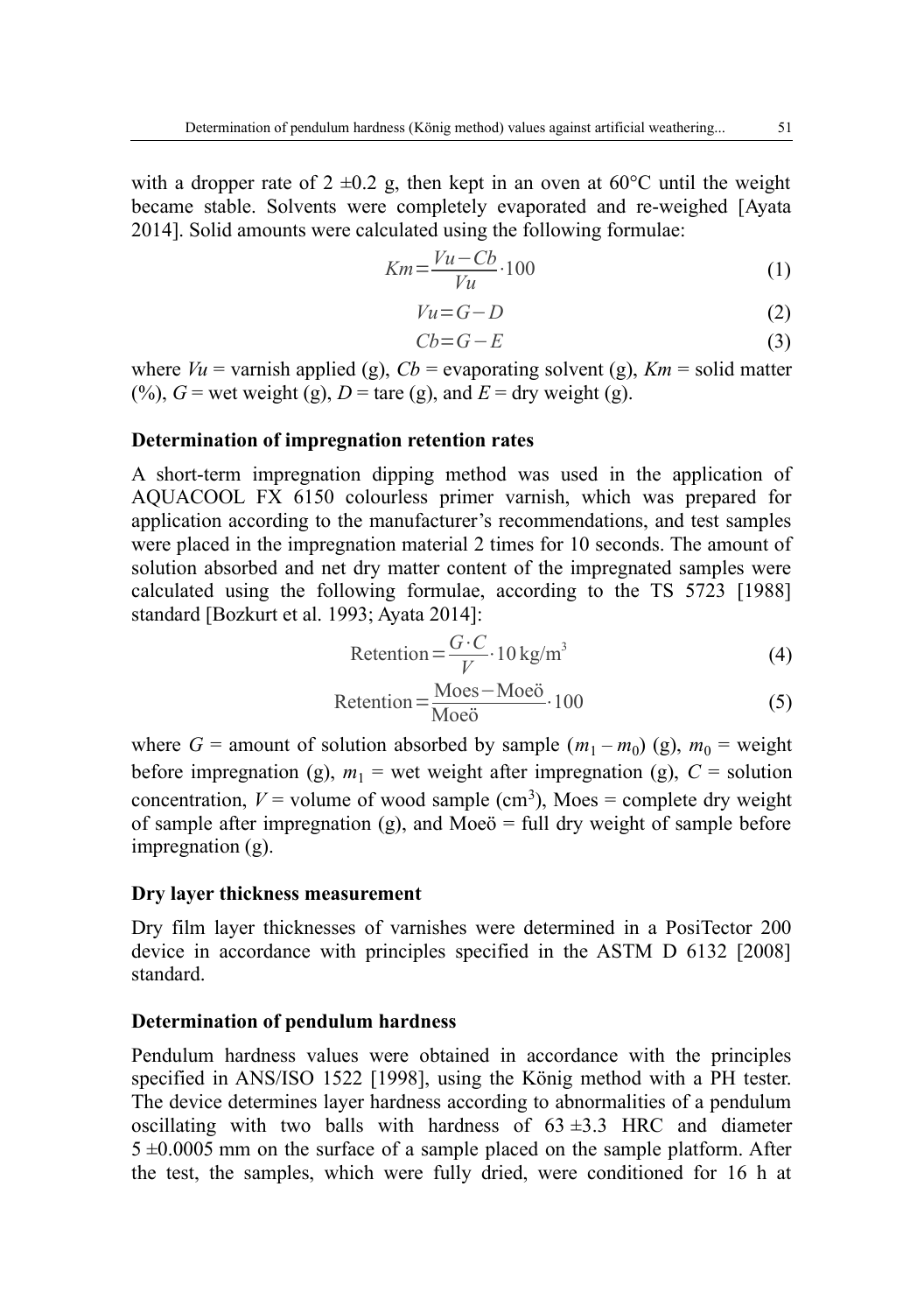with a dropper rate of 2 ±0.2 g, then kept in an oven at 60°C until the weight became stable. Solvents were completely evaporated and re-weighed [Ayata 2014]. Solid amounts were calculated using the following formulae:

$$Km = \frac{Vu - Cb}{Vu} \cdot 100 \tag{1}$$

$$Vu = G - D \tag{2}$$

$$Cb = G - E \tag{3}$$

where $Vu$ = varnish applied (g), $Cb$ = evaporating solvent (g), $Km$ = solid matter (%), $G$ = wet weight (g), $D$ = tare (g), and $E$ = dry weight (g).

### Determination of impregnation retention rates

A short-term impregnation dipping method was used in the application of AQUACOOL FX 6150 colourless primer varnish, which was prepared for application according to the manufacturer's recommendations, and test samples were placed in the impregnation material 2 times for 10 seconds. The amount of solution absorbed and net dry matter content of the impregnated samples were calculated using the following formulae, according to the TS 5723 [1988] standard [Bozkurt et al. 1993; Ayata 2014]:

$$\text{Retention} = \frac{G \cdot C}{V} \cdot 10\,\text{kg/m}^3 \tag{4}$$

$$\text{Retention} = \frac{\text{Moes} - \text{Moeö}}{\text{Moeö}} \cdot 100 \tag{5}$$

where $G$ = amount of solution absorbed by sample ($m_1 - m_0$) (g), $m_0$ = weight before impregnation (g), $m_1$ = wet weight after impregnation (g), $C$ = solution concentration, $V$ = volume of wood sample (cm$^3$), Moes = complete dry weight of sample after impregnation (g), and Moeö = full dry weight of sample before impregnation (g).

### Dry layer thickness measurement

Dry film layer thicknesses of varnishes were determined in a PosiTector 200 device in accordance with principles specified in the ASTM D 6132 [2008] standard.

### Determination of pendulum hardness

Pendulum hardness values were obtained in accordance with the principles specified in ANS/ISO 1522 [1998], using the König method with a PH tester. The device determines layer hardness according to abnormalities of a pendulum oscillating with two balls with hardness of 63 ±3.3 HRC and diameter 5 ±0.0005 mm on the surface of a sample placed on the sample platform. After the test, the samples, which were fully dried, were conditioned for 16 h at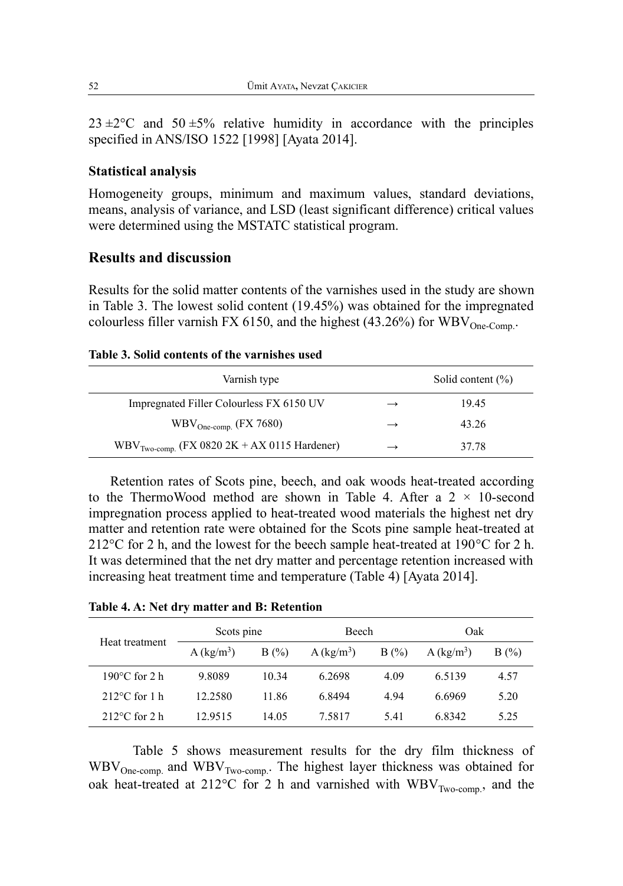23 ±2°C and 50 ±5% relative humidity in accordance with the principles specified in ANS/ISO 1522 [1998] [Ayata 2014].

### Statistical analysis

Homogeneity groups, minimum and maximum values, standard deviations, means, analysis of variance, and LSD (least significant difference) critical values were determined using the MSTATC statistical program.

## Results and discussion

Results for the solid matter contents of the varnishes used in the study are shown in Table 3. The lowest solid content (19.45%) was obtained for the impregnated colourless filler varnish FX 6150, and the highest (43.26%) for $WBV_{One\text{-}Comp.}$.

**Table 3. Solid contents of the varnishes used**

| Varnish type | | Solid content (%) |
|---|---|---|
| Impregnated Filler Colourless FX 6150 UV | → | 19.45 |
| $WBV_{One\text{-}comp.}$ (FX 7680) | → | 43.26 |
| $WBV_{Two\text{-}comp.}$ (FX 0820 2K + AX 0115 Hardener) | → | 37.78 |

Retention rates of Scots pine, beech, and oak woods heat-treated according to the ThermoWood method are shown in Table 4. After a 2 × 10-second impregnation process applied to heat-treated wood materials the highest net dry matter and retention rate were obtained for the Scots pine sample heat-treated at 212°C for 2 h, and the lowest for the beech sample heat-treated at 190°C for 2 h. It was determined that the net dry matter and percentage retention increased with increasing heat treatment time and temperature (Table 4) [Ayata 2014].

**Table 4. A: Net dry matter and B: Retention**

| Heat treatment | Scots pine | | Beech | | Oak | |
|---|---|---|---|---|---|---|
| | A (kg/m$^3$) | B (%) | A (kg/m$^3$) | B (%) | A (kg/m$^3$) | B (%) |
| 190°C for 2 h | 9.8089 | 10.34 | 6.2698 | 4.09 | 6.5139 | 4.57 |
| 212°C for 1 h | 12.2580 | 11.86 | 6.8494 | 4.94 | 6.6969 | 5.20 |
| 212°C for 2 h | 12.9515 | 14.05 | 7.5817 | 5.41 | 6.8342 | 5.25 |

Table 5 shows measurement results for the dry film thickness of $WBV_{One\text{-}comp.}$ and $WBV_{Two\text{-}comp.}$. The highest layer thickness was obtained for oak heat-treated at 212°C for 2 h and varnished with $WBV_{Two\text{-}comp.}$, and the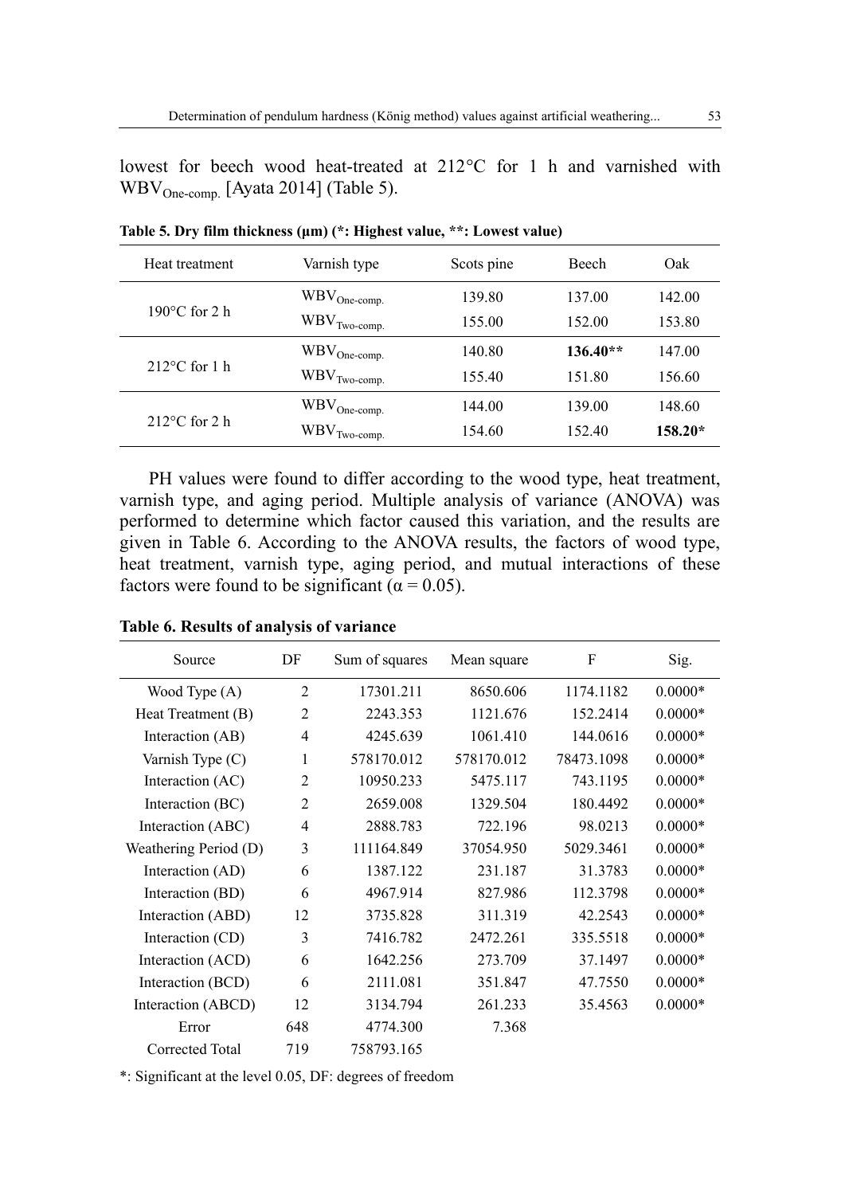lowest for beech wood heat-treated at 212°C for 1 h and varnished with $WBV_{One\text{-}comp.}$ [Ayata 2014] (Table 5).

**Table 5. Dry film thickness (μm) (*: Highest value, **: Lowest value)**

| Heat treatment | Varnish type | Scots pine | Beech | Oak |
|---|---|---|---|---|
| 190°C for 2 h | $WBV_{One\text{-}comp.}$ | 139.80 | 137.00 | 142.00 |
| | $WBV_{Two\text{-}comp.}$ | 155.00 | 152.00 | 153.80 |
| 212°C for 1 h | $WBV_{One\text{-}comp.}$ | 140.80 | **136.40\*\*** | 147.00 |
| | $WBV_{Two\text{-}comp.}$ | 155.40 | 151.80 | 156.60 |
| 212°C for 2 h | $WBV_{One\text{-}comp.}$ | 144.00 | 139.00 | 148.60 |
| | $WBV_{Two\text{-}comp.}$ | 154.60 | 152.40 | **158.20\*** |

PH values were found to differ according to the wood type, heat treatment, varnish type, and aging period. Multiple analysis of variance (ANOVA) was performed to determine which factor caused this variation, and the results are given in Table 6. According to the ANOVA results, the factors of wood type, heat treatment, varnish type, aging period, and mutual interactions of these factors were found to be significant ($\alpha = 0.05$).

**Table 6. Results of analysis of variance**

| Source | DF | Sum of squares | Mean square | F | Sig. |
|---|---|---|---|---|---|
| Wood Type (A) | 2 | 17301.211 | 8650.606 | 1174.1182 | 0.0000* |
| Heat Treatment (B) | 2 | 2243.353 | 1121.676 | 152.2414 | 0.0000* |
| Interaction (AB) | 4 | 4245.639 | 1061.410 | 144.0616 | 0.0000* |
| Varnish Type (C) | 1 | 578170.012 | 578170.012 | 78473.1098 | 0.0000* |
| Interaction (AC) | 2 | 10950.233 | 5475.117 | 743.1195 | 0.0000* |
| Interaction (BC) | 2 | 2659.008 | 1329.504 | 180.4492 | 0.0000* |
| Interaction (ABC) | 4 | 2888.783 | 722.196 | 98.0213 | 0.0000* |
| Weathering Period (D) | 3 | 111164.849 | 37054.950 | 5029.3461 | 0.0000* |
| Interaction (AD) | 6 | 1387.122 | 231.187 | 31.3783 | 0.0000* |
| Interaction (BD) | 6 | 4967.914 | 827.986 | 112.3798 | 0.0000* |
| Interaction (ABD) | 12 | 3735.828 | 311.319 | 42.2543 | 0.0000* |
| Interaction (CD) | 3 | 7416.782 | 2472.261 | 335.5518 | 0.0000* |
| Interaction (ACD) | 6 | 1642.256 | 273.709 | 37.1497 | 0.0000* |
| Interaction (BCD) | 6 | 2111.081 | 351.847 | 47.7550 | 0.0000* |
| Interaction (ABCD) | 12 | 3134.794 | 261.233 | 35.4563 | 0.0000* |
| Error | 648 | 4774.300 | 7.368 | | |
| Corrected Total | 719 | 758793.165 | | | |

*: Significant at the level 0.05, DF: degrees of freedom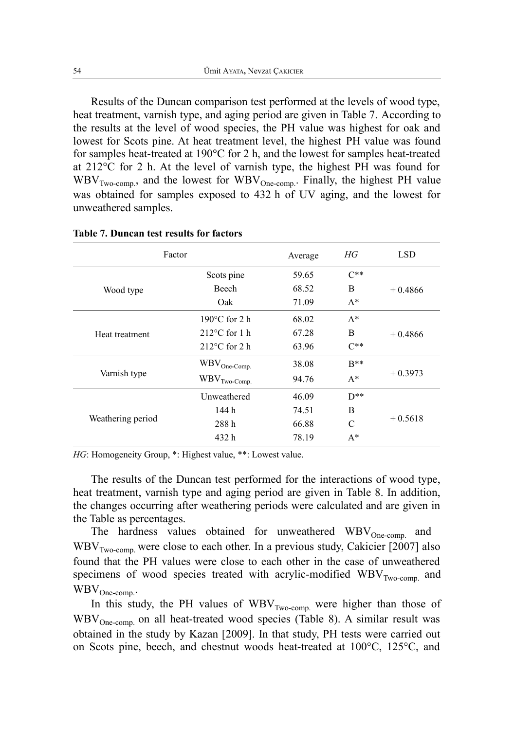Results of the Duncan comparison test performed at the levels of wood type, heat treatment, varnish type, and aging period are given in Table 7. According to the results at the level of wood species, the PH value was highest for oak and lowest for Scots pine. At heat treatment level, the highest PH value was found for samples heat-treated at 190°C for 2 h, and the lowest for samples heat-treated at 212°C for 2 h. At the level of varnish type, the highest PH was found for $WBV_{Two\text{-}comp.}$, and the lowest for $WBV_{One\text{-}comp.}$. Finally, the highest PH value was obtained for samples exposed to 432 h of UV aging, and the lowest for unweathered samples.

**Table 7. Duncan test results for factors**

| Factor | | Average | *HG* | LSD |
|---|---|---|---|---|
| Wood type | Scots pine | 59.65 | C** | + 0.4866 |
| | Beech | 68.52 | B | |
| | Oak | 71.09 | A* | |
| Heat treatment | 190°C for 2 h | 68.02 | A* | + 0.4866 |
| | 212°C for 1 h | 67.28 | B | |
| | 212°C for 2 h | 63.96 | C** | |
| Varnish type | $WBV_{One\text{-}Comp.}$ | 38.08 | B** | + 0.3973 |
| | $WBV_{Two\text{-}Comp.}$ | 94.76 | A* | |
| Weathering period | Unweathered | 46.09 | D** | + 0.5618 |
| | 144 h | 74.51 | B | |
| | 288 h | 66.88 | C | |
| | 432 h | 78.19 | A* | |

*HG*: Homogeneity Group, *: Highest value, **: Lowest value.

The results of the Duncan test performed for the interactions of wood type, heat treatment, varnish type and aging period are given in Table 8. In addition, the changes occurring after weathering periods were calculated and are given in the Table as percentages.

The hardness values obtained for unweathered $WBV_{One\text{-}comp.}$ and $WBV_{Two\text{-}comp.}$ were close to each other. In a previous study, Cakicier [2007] also found that the PH values were close to each other in the case of unweathered specimens of wood species treated with acrylic-modified $WBV_{Two\text{-}comp.}$ and $WBV_{One\text{-}comp.}$.

In this study, the PH values of $WBV_{Two\text{-}comp.}$ were higher than those of $WBV_{One\text{-}comp.}$ on all heat-treated wood species (Table 8). A similar result was obtained in the study by Kazan [2009]. In that study, PH tests were carried out on Scots pine, beech, and chestnut woods heat-treated at 100°C, 125°C, and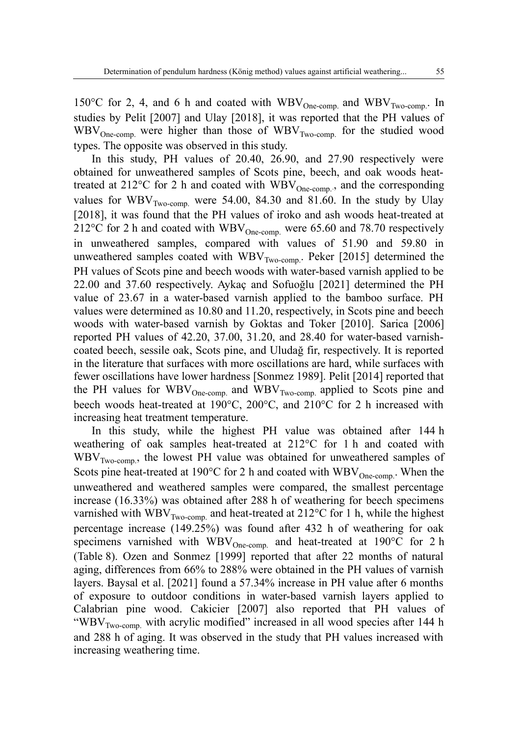150°C for 2, 4, and 6 h and coated with $WBV_{One\text{-}comp.}$ and $WBV_{Two\text{-}comp.}$. In studies by Pelit [2007] and Ulay [2018], it was reported that the PH values of $WBV_{One\text{-}comp.}$ were higher than those of $WBV_{Two\text{-}comp.}$ for the studied wood types. The opposite was observed in this study.

In this study, PH values of 20.40, 26.90, and 27.90 respectively were obtained for unweathered samples of Scots pine, beech, and oak woods heat-treated at 212°C for 2 h and coated with $WBV_{One\text{-}comp.}$, and the corresponding values for $WBV_{Two\text{-}comp.}$ were 54.00, 84.30 and 81.60. In the study by Ulay [2018], it was found that the PH values of iroko and ash woods heat-treated at 212°C for 2 h and coated with $WBV_{One\text{-}comp.}$ were 65.60 and 78.70 respectively in unweathered samples, compared with values of 51.90 and 59.80 in unweathered samples coated with $WBV_{Two\text{-}comp.}$. Peker [2015] determined the PH values of Scots pine and beech woods with water-based varnish applied to be 22.00 and 37.60 respectively. Aykaç and Sofuoğlu [2021] determined the PH value of 23.67 in a water-based varnish applied to the bamboo surface. PH values were determined as 10.80 and 11.20, respectively, in Scots pine and beech woods with water-based varnish by Goktas and Toker [2010]. Sarica [2006] reported PH values of 42.20, 37.00, 31.20, and 28.40 for water-based varnish-coated beech, sessile oak, Scots pine, and Uludağ fir, respectively. It is reported in the literature that surfaces with more oscillations are hard, while surfaces with fewer oscillations have lower hardness [Sonmez 1989]. Pelit [2014] reported that the PH values for $WBV_{One\text{-}comp.}$ and $WBV_{Two\text{-}comp.}$ applied to Scots pine and beech woods heat-treated at 190°C, 200°C, and 210°C for 2 h increased with increasing heat treatment temperature.

In this study, while the highest PH value was obtained after 144 h weathering of oak samples heat-treated at 212°C for 1 h and coated with $WBV_{Two\text{-}comp.}$, the lowest PH value was obtained for unweathered samples of Scots pine heat-treated at 190°C for 2 h and coated with $WBV_{One\text{-}comp.}$. When the unweathered and weathered samples were compared, the smallest percentage increase (16.33%) was obtained after 288 h of weathering for beech specimens varnished with $WBV_{Two\text{-}comp.}$ and heat-treated at 212°C for 1 h, while the highest percentage increase (149.25%) was found after 432 h of weathering for oak specimens varnished with $WBV_{One\text{-}comp.}$ and heat-treated at 190°C for 2 h (Table 8). Ozen and Sonmez [1999] reported that after 22 months of natural aging, differences from 66% to 288% were obtained in the PH values of varnish layers. Baysal et al. [2021] found a 57.34% increase in PH value after 6 months of exposure to outdoor conditions in water-based varnish layers applied to Calabrian pine wood. Cakicier [2007] also reported that PH values of "$WBV_{Two\text{-}comp.}$ with acrylic modified" increased in all wood species after 144 h and 288 h of aging. It was observed in the study that PH values increased with increasing weathering time.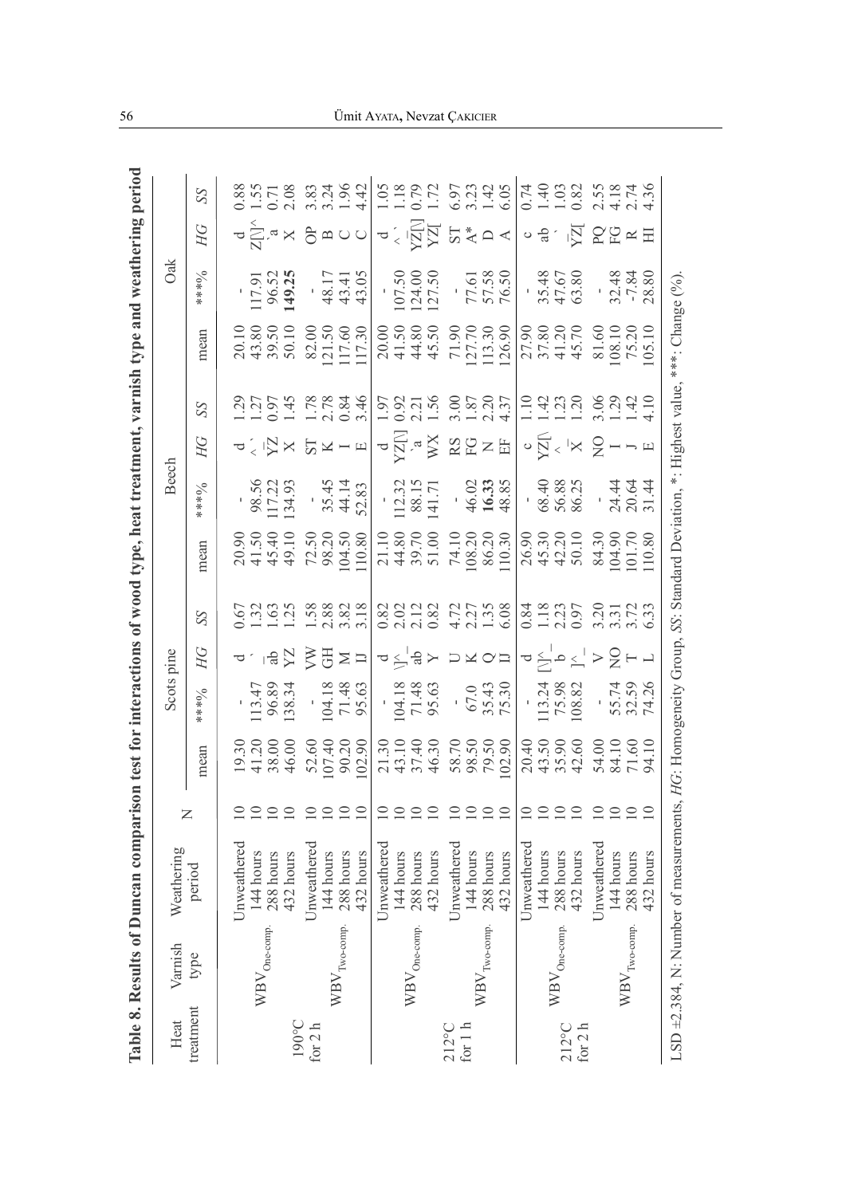**Table 8. Results of Duncan comparison test for interactions of wood type, heat treatment, varnish type and weathering period**

| Heat treatment | Varnish type | Weathering period | N | Scots pine | | | | Beech | | | | Oak | | | |
|---|---|---|---|---|---|---|---|---|---|---|---|---|---|---|---|
| | | | | mean | ***% | *HG* | *SS* | mean | ***% | *HG* | *SS* | mean | **% | *HG* | *SS* |
| 190°C for 2 h | $WBV_{One-comp.}$ | Unweathered | 10 | 19.30 | - | d | 0.67 | 20.90 | - | d | 1.29 | 20.10 | - | d | 0.88 |
| | | 144 hours | 10 | 41.20 | 113.47 | ` | 1.32 | 41.50 | 98.56 | ^ ` | 1.27 | 43.80 | 117.91 | Z[]^ | 1.55 |
| | | 288 hours | 10 | 38.00 | 96.89 | ab | 1.63 | 45.40 | 117.22 | YZ | 0.97 | 39.50 | 96.52 | `a | 0.71 |
| | | 432 hours | 10 | 46.00 | 138.34 | YZ | 1.25 | 49.10 | 134.93 | X | 1.45 | 50.10 | **149.25** | X | 2.08 |
| | $WBV_{Two-comp.}$ | Unweathered | 10 | 52.60 | - | VW | 1.58 | 72.50 | - | ST | 1.78 | 82.00 | - | OP | 3.83 |
| | | 144 hours | 10 | 107.40 | 104.18 | GH | 2.88 | 98.20 | 35.45 | K | 2.78 | 121.50 | 48.17 | B | 3.24 |
| | | 288 hours | 10 | 90.20 | 71.48 | M | 3.82 | 104.50 | 44.14 | I | 0.84 | 117.60 | 43.41 | C | 1.96 |
| | | 432 hours | 10 | 102.90 | 95.63 | IJ | 3.18 | 110.80 | 52.83 | E | 3.46 | 117.30 | 43.05 | C | 4.42 |
| 212°C for 1 h | $WBV_{One-comp.}$ | Unweathered | 10 | 21.30 | - | d | 0.82 | 21.10 | - | d | 1.97 | 20.00 | - | d | 1.05 |
| | | 144 hours | 10 | 43.10 | 104.18 | \]^ | 2.02 | 44.80 | 112.32 | YZ[\] | 0.92 | 41.50 | 107.50 | ^ ` | 1.18 |
| | | 288 hours | 10 | 37.40 | 71.48 | ab | 2.12 | 39.70 | 88.15 | `a | 2.21 | 44.80 | 124.00 | YZ[\] | 0.79 |
| | | 432 hours | 10 | 46.30 | 95.63 | Y | 0.82 | 51.00 | 141.71 | WX | 1.56 | 45.50 | 127.50 | YZ[ | 1.72 |
| | $WBV_{Two-comp.}$ | Unweathered | 10 | 58.70 | - | U | 4.72 | 74.10 | - | RS | 3.00 | 71.90 | - | ST | 6.97 |
| | | 144 hours | 10 | 98.50 | 67.0 | K | 2.27 | 108.20 | 46.02 | FG | 1.87 | 127.70 | 77.61 | A* | 3.23 |
| | | 288 hours | 10 | 79.50 | 35.43 | Q | 1.35 | 86.20 | **16.33** | N | 2.20 | 113.30 | 57.58 | D | 1.42 |
| | | 432 hours | 10 | 102.90 | 75.30 | IJ | 6.08 | 110.30 | 48.85 | EF | 4.37 | 126.90 | 76.50 | A | 6.05 |
| 212°C for 2 h | $WBV_{One-comp.}$ | Unweathered | 10 | 20.40 | - | d | 0.84 | 26.90 | - | c | 1.10 | 27.90 | - | c | 0.74 |
| | | 144 hours | 10 | 43.50 | 113.24 | [\]^_ | 1.18 | 45.30 | 68.40 | YZ[\ | 1.42 | 37.80 | 35.48 | ab | 1.40 |
| | | 288 hours | 10 | 35.90 | 75.98 | b | 2.23 | 42.20 | 56.88 | ^ | 1.23 | 41.20 | 47.67 | ` | 1.03 |
| | | 432 hours | 10 | 42.60 | 108.82 | ]^_ | 0.97 | 50.10 | 86.25 | X | 1.20 | 45.70 | 63.80 | YZ[ | 0.82 |
| | $WBV_{Two-comp.}$ | Unweathered | 10 | 54.00 | - | V | 3.20 | 84.30 | - | NO | 3.06 | 81.60 | - | PQ | 2.55 |
| | | 144 hours | 10 | 84.10 | 55.74 | NO | 3.31 | 104.90 | 24.44 | I | 1.29 | 108.10 | 32.48 | FG | 4.18 |
| | | 288 hours | 10 | 71.60 | 32.59 | T | 3.72 | 101.70 | 20.64 | J | 1.42 | 75.20 | -7.84 | R | 2.74 |
| | | 432 hours | 10 | 94.10 | 74.26 | L | 6.33 | 110.80 | 31.44 | E | 4.10 | 105.10 | 28.80 | HI | 4.36 |

LSD ±2.384, N: Number of measurements, *HG*: Homogeneity Group, *SS*: Standard Deviation, *: Highest value, ***: Change (%).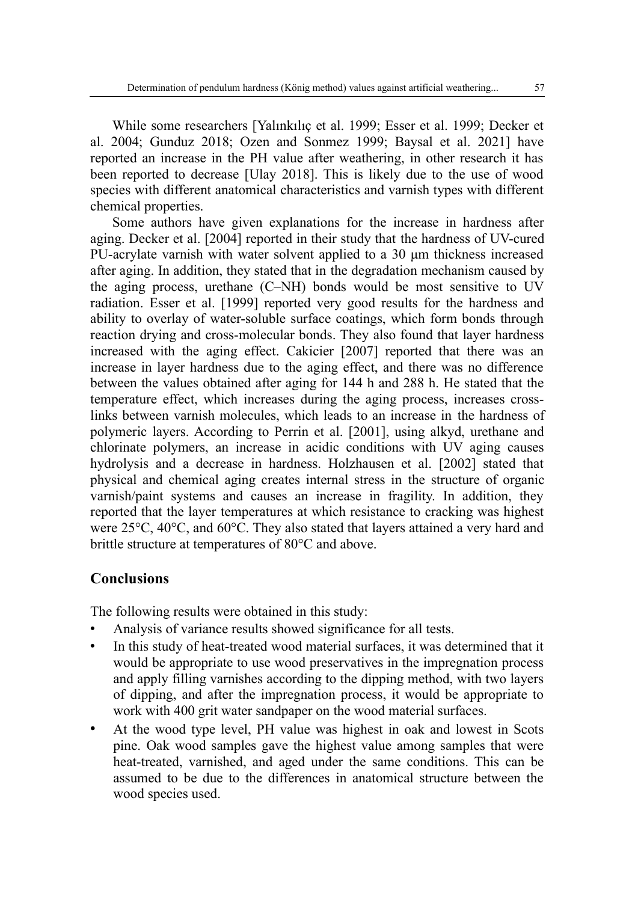While some researchers [Yalınkılıç et al. 1999; Esser et al. 1999; Decker et al. 2004; Gunduz 2018; Ozen and Sonmez 1999; Baysal et al. 2021] have reported an increase in the PH value after weathering, in other research it has been reported to decrease [Ulay 2018]. This is likely due to the use of wood species with different anatomical characteristics and varnish types with different chemical properties.

Some authors have given explanations for the increase in hardness after aging. Decker et al. [2004] reported in their study that the hardness of UV-cured PU-acrylate varnish with water solvent applied to a 30 μm thickness increased after aging. In addition, they stated that in the degradation mechanism caused by the aging process, urethane (C–NH) bonds would be most sensitive to UV radiation. Esser et al. [1999] reported very good results for the hardness and ability to overlay of water-soluble surface coatings, which form bonds through reaction drying and cross-molecular bonds. They also found that layer hardness increased with the aging effect. Cakicier [2007] reported that there was an increase in layer hardness due to the aging effect, and there was no difference between the values obtained after aging for 144 h and 288 h. He stated that the temperature effect, which increases during the aging process, increases cross-links between varnish molecules, which leads to an increase in the hardness of polymeric layers. According to Perrin et al. [2001], using alkyd, urethane and chlorinate polymers, an increase in acidic conditions with UV aging causes hydrolysis and a decrease in hardness. Holzhausen et al. [2002] stated that physical and chemical aging creates internal stress in the structure of organic varnish/paint systems and causes an increase in fragility. In addition, they reported that the layer temperatures at which resistance to cracking was highest were 25°C, 40°C, and 60°C. They also stated that layers attained a very hard and brittle structure at temperatures of 80°C and above.

## Conclusions

The following results were obtained in this study:

- Analysis of variance results showed significance for all tests.
- In this study of heat-treated wood material surfaces, it was determined that it would be appropriate to use wood preservatives in the impregnation process and apply filling varnishes according to the dipping method, with two layers of dipping, and after the impregnation process, it would be appropriate to work with 400 grit water sandpaper on the wood material surfaces.
- At the wood type level, PH value was highest in oak and lowest in Scots pine. Oak wood samples gave the highest value among samples that were heat-treated, varnished, and aged under the same conditions. This can be assumed to be due to the differences in anatomical structure between the wood species used.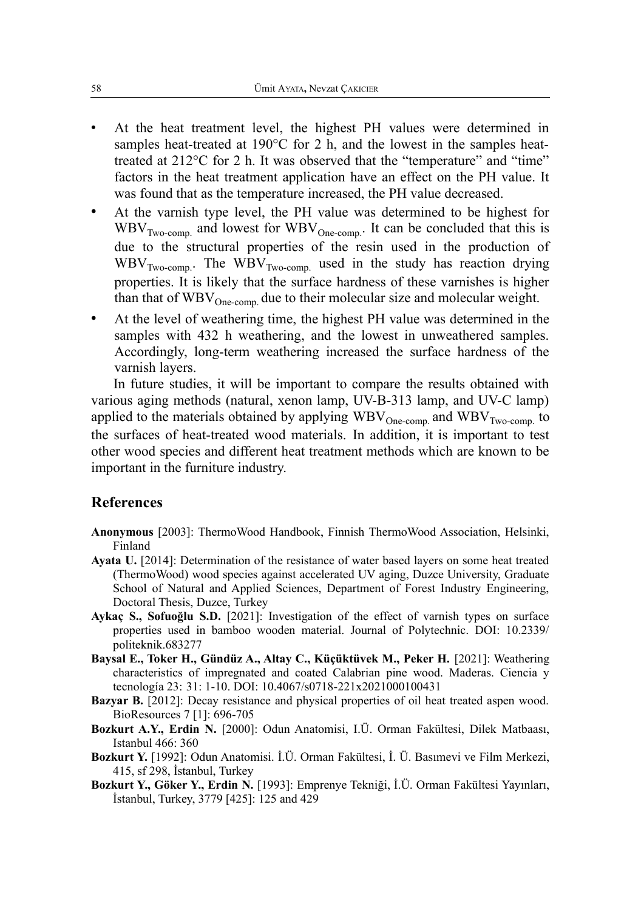- At the heat treatment level, the highest PH values were determined in samples heat-treated at 190°C for 2 h, and the lowest in the samples heat-treated at 212°C for 2 h. It was observed that the "temperature" and "time" factors in the heat treatment application have an effect on the PH value. It was found that as the temperature increased, the PH value decreased.
- At the varnish type level, the PH value was determined to be highest for $WBV_{Two\text{-}comp.}$ and lowest for $WBV_{One\text{-}comp.}$. It can be concluded that this is due to the structural properties of the resin used in the production of $WBV_{Two\text{-}comp.}$. The $WBV_{Two\text{-}comp.}$ used in the study has reaction drying properties. It is likely that the surface hardness of these varnishes is higher than that of $WBV_{One\text{-}comp.}$ due to their molecular size and molecular weight.
- At the level of weathering time, the highest PH value was determined in the samples with 432 h weathering, and the lowest in unweathered samples. Accordingly, long-term weathering increased the surface hardness of the varnish layers.

In future studies, it will be important to compare the results obtained with various aging methods (natural, xenon lamp, UV-B-313 lamp, and UV-C lamp) applied to the materials obtained by applying $WBV_{One\text{-}comp.}$ and $WBV_{Two\text{-}comp.}$ to the surfaces of heat-treated wood materials. In addition, it is important to test other wood species and different heat treatment methods which are known to be important in the furniture industry.

## References

**Anonymous** [2003]: ThermoWood Handbook, Finnish ThermoWood Association, Helsinki, Finland

**Ayata U.** [2014]: Determination of the resistance of water based layers on some heat treated (ThermoWood) wood species against accelerated UV aging, Duzce University, Graduate School of Natural and Applied Sciences, Department of Forest Industry Engineering, Doctoral Thesis, Duzce, Turkey

**Aykaç S., Sofuoğlu S.D.** [2021]: Investigation of the effect of varnish types on surface properties used in bamboo wooden material. Journal of Polytechnic. DOI: 10.2339/politeknik.683277

**Baysal E., Toker H., Gündüz A., Altay C., Küçüktüvek M., Peker H.** [2021]: Weathering characteristics of impregnated and coated Calabrian pine wood. Maderas. Ciencia y tecnología 23: 31: 1-10. DOI: 10.4067/s0718-221x2021000100431

**Bazyar B.** [2012]: Decay resistance and physical properties of oil heat treated aspen wood. BioResources 7 [1]: 696-705

**Bozkurt A.Y., Erdin N.** [2000]: Odun Anatomisi, I.Ü. Orman Fakültesi, Dilek Matbaası, Istanbul 466: 360

**Bozkurt Y.** [1992]: Odun Anatomisi. İ.Ü. Orman Fakültesi, İ. Ü. Basımevi ve Film Merkezi, 415, sf 298, İstanbul, Turkey

**Bozkurt Y., Göker Y., Erdin N.** [1993]: Emprenye Tekniği, İ.Ü. Orman Fakültesi Yayınları, İstanbul, Turkey, 3779 [425]: 125 and 429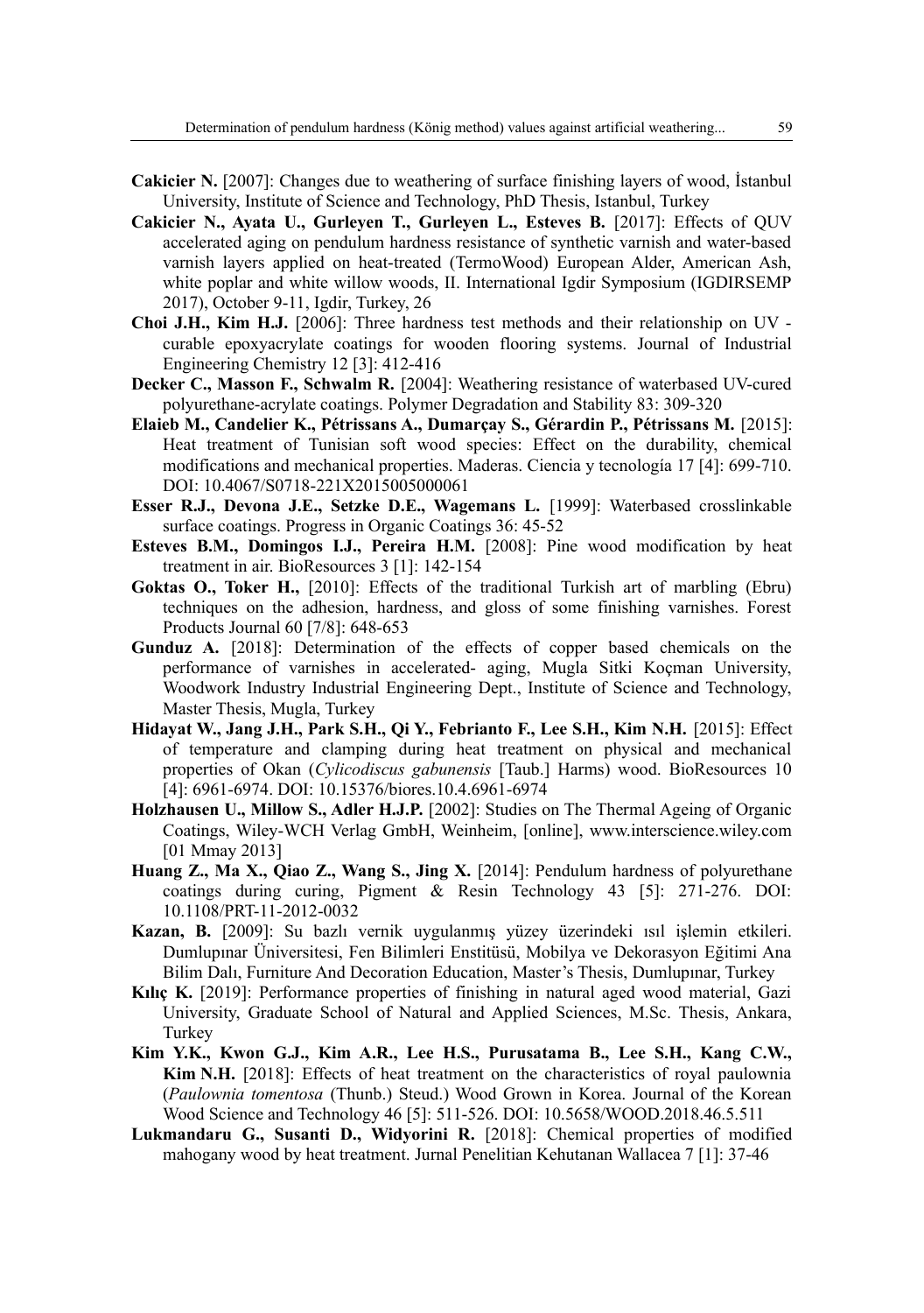**Cakicier N.** [2007]: Changes due to weathering of surface finishing layers of wood, İstanbul University, Institute of Science and Technology, PhD Thesis, Istanbul, Turkey

**Cakicier N., Ayata U., Gurleyen T., Gurleyen L., Esteves B.** [2017]: Effects of QUV accelerated aging on pendulum hardness resistance of synthetic varnish and water-based varnish layers applied on heat-treated (TermoWood) European Alder, American Ash, white poplar and white willow woods, II. International Igdir Symposium (IGDIRSEMP 2017), October 9-11, Igdir, Turkey, 26

**Choi J.H., Kim H.J.** [2006]: Three hardness test methods and their relationship on UV - curable epoxyacrylate coatings for wooden flooring systems. Journal of Industrial Engineering Chemistry 12 [3]: 412-416

**Decker C., Masson F., Schwalm R.** [2004]: Weathering resistance of waterbased UV-cured polyurethane-acrylate coatings. Polymer Degradation and Stability 83: 309-320

**Elaieb M., Candelier K., Pétrissans A., Dumarçay S., Gérardin P., Pétrissans M.** [2015]: Heat treatment of Tunisian soft wood species: Effect on the durability, chemical modifications and mechanical properties. Maderas. Ciencia y tecnología 17 [4]: 699-710. DOI: 10.4067/S0718-221X2015005000061

**Esser R.J., Devona J.E., Setzke D.E., Wagemans L.** [1999]: Waterbased crosslinkable surface coatings. Progress in Organic Coatings 36: 45-52

**Esteves B.M., Domingos I.J., Pereira H.M.** [2008]: Pine wood modification by heat treatment in air. BioResources 3 [1]: 142-154

**Goktas O., Toker H.,** [2010]: Effects of the traditional Turkish art of marbling (Ebru) techniques on the adhesion, hardness, and gloss of some finishing varnishes. Forest Products Journal 60 [7/8]: 648-653

**Gunduz A.** [2018]: Determination of the effects of copper based chemicals on the performance of varnishes in accelerated- aging, Mugla Sitki Koçman University, Woodwork Industry Industrial Engineering Dept., Institute of Science and Technology, Master Thesis, Mugla, Turkey

**Hidayat W., Jang J.H., Park S.H., Qi Y., Febrianto F., Lee S.H., Kim N.H.** [2015]: Effect of temperature and clamping during heat treatment on physical and mechanical properties of Okan (*Cylicodiscus gabunensis* [Taub.] Harms) wood. BioResources 10 [4]: 6961-6974. DOI: 10.15376/biores.10.4.6961-6974

**Holzhausen U., Millow S., Adler H.J.P.** [2002]: Studies on The Thermal Ageing of Organic Coatings, Wiley-WCH Verlag GmbH, Weinheim, [online], www.interscience.wiley.com [01 Mmay 2013]

**Huang Z., Ma X., Qiao Z., Wang S., Jing X.** [2014]: Pendulum hardness of polyurethane coatings during curing, Pigment & Resin Technology 43 [5]: 271-276. DOI: 10.1108/PRT-11-2012-0032

**Kazan, B.** [2009]: Su bazlı vernik uygulanmış yüzey üzerindeki ısıl işlemin etkileri. Dumlupınar Üniversitesi, Fen Bilimleri Enstitüsü, Mobilya ve Dekorasyon Eğitimi Ana Bilim Dalı, Furniture And Decoration Education, Master's Thesis, Dumlupınar, Turkey

**Kılıç K.** [2019]: Performance properties of finishing in natural aged wood material, Gazi University, Graduate School of Natural and Applied Sciences, M.Sc. Thesis, Ankara, Turkey

**Kim Y.K., Kwon G.J., Kim A.R., Lee H.S., Purusatama B., Lee S.H., Kang C.W., Kim N.H.** [2018]: Effects of heat treatment on the characteristics of royal paulownia (*Paulownia tomentosa* (Thunb.) Steud.) Wood Grown in Korea. Journal of the Korean Wood Science and Technology 46 [5]: 511-526. DOI: 10.5658/WOOD.2018.46.5.511

**Lukmandaru G., Susanti D., Widyorini R.** [2018]: Chemical properties of modified mahogany wood by heat treatment. Jurnal Penelitian Kehutanan Wallacea 7 [1]: 37-46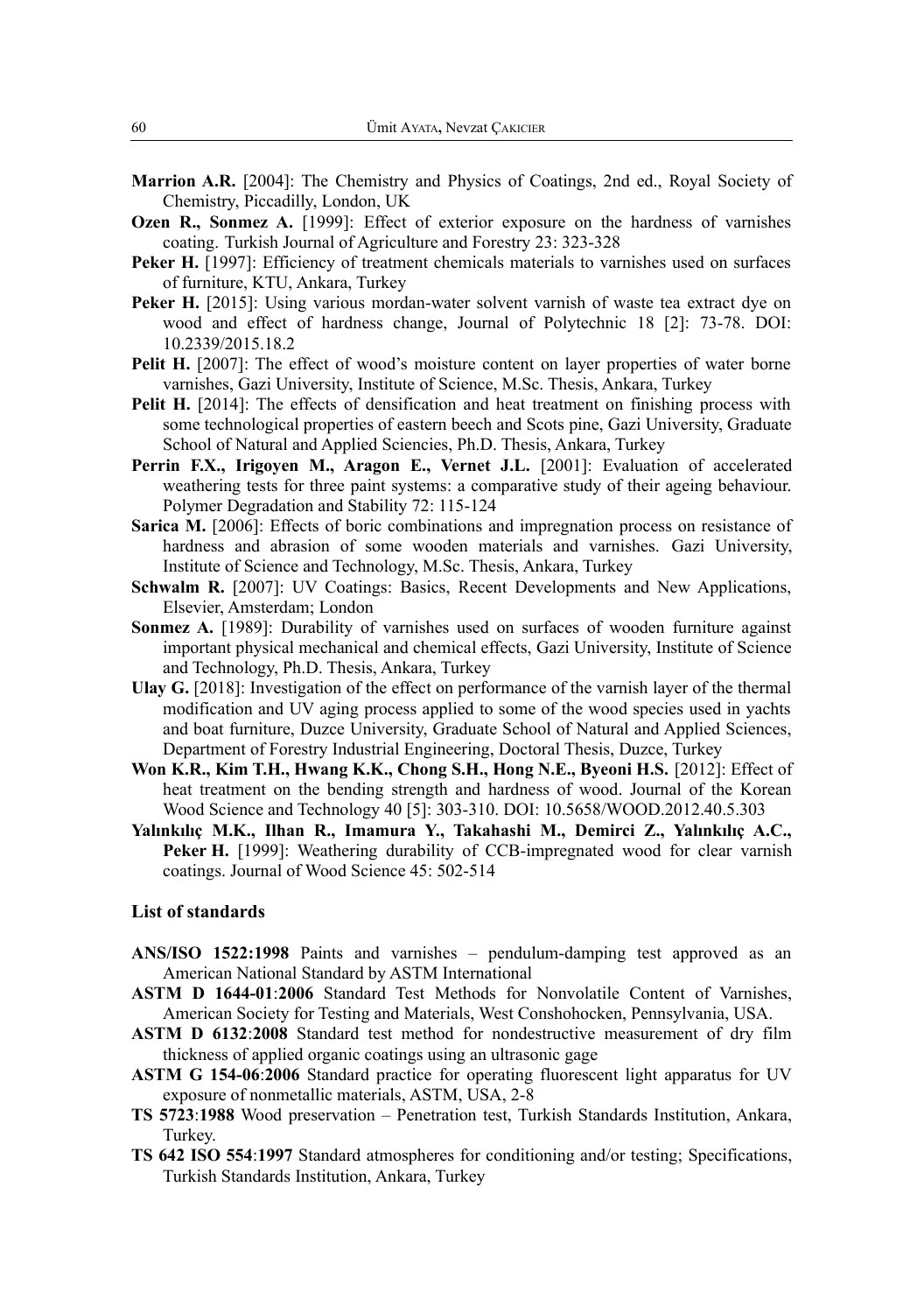**Marrion A.R.** [2004]: The Chemistry and Physics of Coatings, 2nd ed., Royal Society of Chemistry, Piccadilly, London, UK

**Ozen R., Sonmez A.** [1999]: Effect of exterior exposure on the hardness of varnishes coating. Turkish Journal of Agriculture and Forestry 23: 323-328

**Peker H.** [1997]: Efficiency of treatment chemicals materials to varnishes used on surfaces of furniture, KTU, Ankara, Turkey

**Peker H.** [2015]: Using various mordan-water solvent varnish of waste tea extract dye on wood and effect of hardness change, Journal of Polytechnic 18 [2]: 73-78. DOI: 10.2339/2015.18.2

**Pelit H.** [2007]: The effect of wood's moisture content on layer properties of water borne varnishes, Gazi University, Institute of Science, M.Sc. Thesis, Ankara, Turkey

**Pelit H.** [2014]: The effects of densification and heat treatment on finishing process with some technological properties of eastern beech and Scots pine, Gazi University, Graduate School of Natural and Applied Sciencies, Ph.D. Thesis, Ankara, Turkey

**Perrin F.X., Irigoyen M., Aragon E., Vernet J.L.** [2001]: Evaluation of accelerated weathering tests for three paint systems: a comparative study of their ageing behaviour. Polymer Degradation and Stability 72: 115-124

**Sarica M.** [2006]: Effects of boric combinations and impregnation process on resistance of hardness and abrasion of some wooden materials and varnishes. Gazi University, Institute of Science and Technology, M.Sc. Thesis, Ankara, Turkey

**Schwalm R.** [2007]: UV Coatings: Basics, Recent Developments and New Applications, Elsevier, Amsterdam; London

**Sonmez A.** [1989]: Durability of varnishes used on surfaces of wooden furniture against important physical mechanical and chemical effects, Gazi University, Institute of Science and Technology, Ph.D. Thesis, Ankara, Turkey

**Ulay G.** [2018]: Investigation of the effect on performance of the varnish layer of the thermal modification and UV aging process applied to some of the wood species used in yachts and boat furniture, Duzce University, Graduate School of Natural and Applied Sciences, Department of Forestry Industrial Engineering, Doctoral Thesis, Duzce, Turkey

**Won K.R., Kim T.H., Hwang K.K., Chong S.H., Hong N.E., Byeoni H.S.** [2012]: Effect of heat treatment on the bending strength and hardness of wood. Journal of the Korean Wood Science and Technology 40 [5]: 303-310. DOI: 10.5658/WOOD.2012.40.5.303

**Yalınkılıç M.K., Ilhan R., Imamura Y., Takahashi M., Demirci Z., Yalınkılıç A.C., Peker H.** [1999]: Weathering durability of CCB-impregnated wood for clear varnish coatings. Journal of Wood Science 45: 502-514

### List of standards

**ANS/ISO 1522:1998** Paints and varnishes – pendulum-damping test approved as an American National Standard by ASTM International

**ASTM D 1644-01**:**2006** Standard Test Methods for Nonvolatile Content of Varnishes, American Society for Testing and Materials, West Conshohocken, Pennsylvania, USA.

**ASTM D 6132**:**2008** Standard test method for nondestructive measurement of dry film thickness of applied organic coatings using an ultrasonic gage

**ASTM G 154-06**:**2006** Standard practice for operating fluorescent light apparatus for UV exposure of nonmetallic materials, ASTM, USA, 2-8

**TS 5723**:**1988** Wood preservation – Penetration test, Turkish Standards Institution, Ankara, Turkey.

**TS 642 ISO 554**:**1997** Standard atmospheres for conditioning and/or testing; Specifications, Turkish Standards Institution, Ankara, Turkey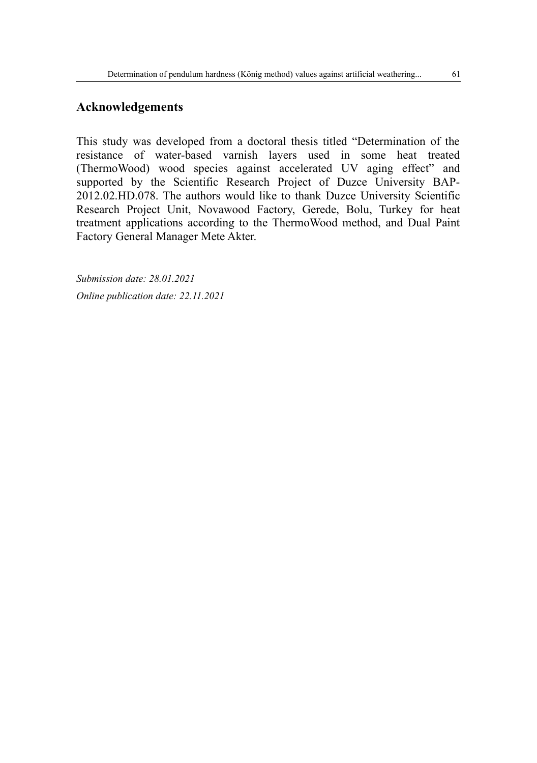## Acknowledgements

This study was developed from a doctoral thesis titled "Determination of the resistance of water-based varnish layers used in some heat treated (ThermoWood) wood species against accelerated UV aging effect" and supported by the Scientific Research Project of Duzce University BAP-2012.02.HD.078. The authors would like to thank Duzce University Scientific Research Project Unit, Novawood Factory, Gerede, Bolu, Turkey for heat treatment applications according to the ThermoWood method, and Dual Paint Factory General Manager Mete Akter.

*Submission date: 28.01.2021*

*Online publication date: 22.11.2021*